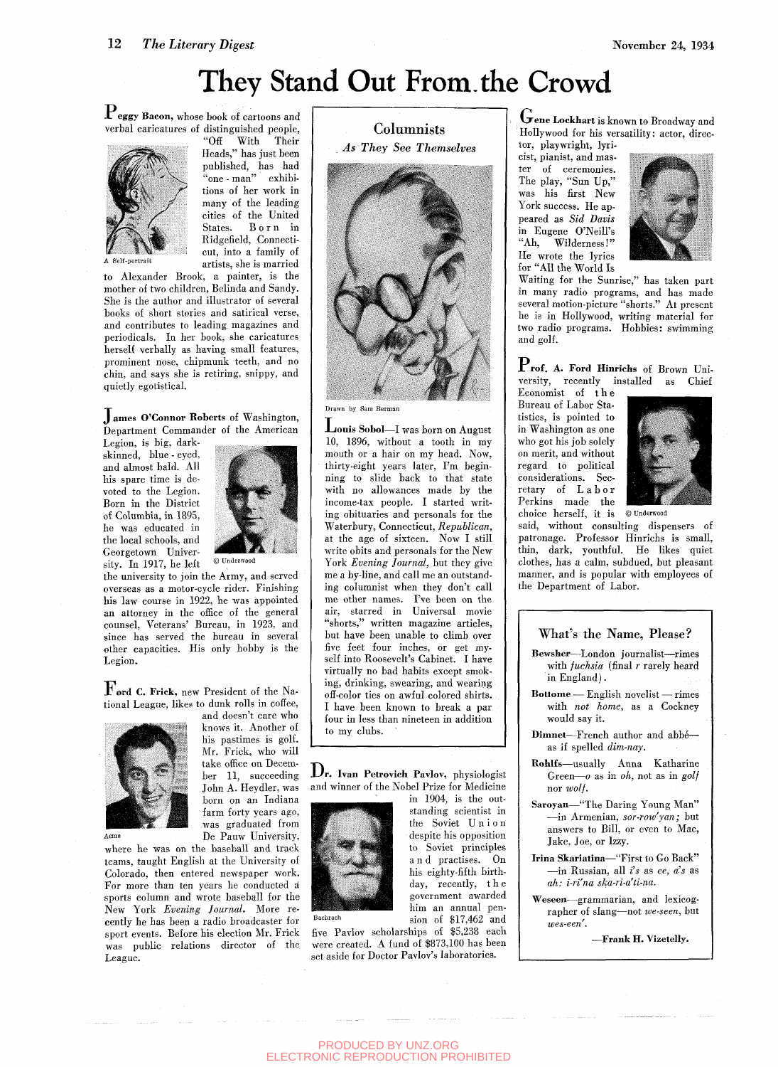# They Stand Out From the Crowd

**Peggy Bacon,** whose book of cartoons and verbal caricatures of distinguished people, "Off With Their Heads," has just been published, has had "one-man" exhibitions of her work in many of the leading cities of the United States. Born in Ridgefield, Connecticut, into a family of artists, she is married to Alexander Brook, a painter, is the mother of two children, Belinda and Sandy. She is the author and illustrator of several books of short stories and satirical verse, and contributes to leading magazines and periodicals. In her book, she caricatures herself verbally as having small features, prominent nose, chipmunk teeth, and no chin, and says she is retiring, snippy, and quietly egotistical.

A Self-portrait

**James O'Connor Roberts** of Washington, Department Commander of the American Legion, is big, dark-skinned, blue-eyed, and almost bald. All his spare time is devoted to the Legion. Born in the District of Columbia, in 1895, he was educated in the local schools, and Georgetown University. In 1917, he left the university to join the Army, and served overseas as a motor-cycle rider. Finishing his law course in 1922, he was appointed an attorney in the office of the general counsel, Veterans' Bureau, in 1923, and since has served the bureau in several other capacities. His only hobby is the Legion.

© Underwood

**Ford C. Frick,** new President of the National League, likes to dunk rolls in coffee, and doesn't care who knows it. Another of his pastimes is golf. Mr. Frick, who will take office on December 11, succeeding John A. Heydler, was born on an Indiana farm forty years ago, was graduated from De Pauw University, where he was on the baseball and track teams, taught English at the University of Colorado, then entered newspaper work. For more than ten years he conducted a sports column and wrote baseball for the New York *Evening Journal.* More recently he has been a radio broadcaster for sport events. Before his election Mr. Frick was public relations director of the League.

Acme

## Columnists

*As They See Themselves*

Drawn by Sam Berman

**Louis Sobol**—I was born on August 10, 1896, without a tooth in my mouth or a hair on my head. Now, thirty-eight years later, I'm beginning to slide back to that state with no allowances made by the income-tax people. I started writing obituaries and personals for the Waterbury, Connecticut, *Republican,* at the age of sixteen. Now I still write obits and personals for the New York *Evening Journal,* but they give me a by-line, and call me an outstanding columnist when they don't call me other names. I've been on the air, starred in Universal movie "shorts," written magazine articles, but have been unable to climb over five feet four inches, or get myself into Roosevelt's Cabinet. I have virtually no bad habits except smoking, drinking, swearing, and wearing off-color ties on awful colored shirts. I have been known to break a par four in less than nineteen in addition to my clubs.

**Dr. Ivan Petrovich Pavlov,** physiologist and winner of the Nobel Prize for Medicine in 1904, is the outstanding scientist in the Soviet Union despite his opposition to Soviet principles and practises. On his eighty-fifth birthday, recently, the government awarded him an annual pension of $17,462 and five Pavlov scholarships of $5,238 each were created. A fund of $873,100 has been set aside for Doctor Pavlov's laboratories.

Bachrach

**Gene Lockhart** is known to Broadway and Hollywood for his versatility: actor, director, playwright, lyricist, pianist, and master of ceremonies. The play, "Sun Up," was his first New York success. He appeared as *Sid Davis* in Eugene O'Neill's "Ah, Wilderness!" He wrote the lyrics for "All the World Is Waiting for the Sunrise," has taken part in many radio programs, and has made several motion-picture "shorts." At present he is in Hollywood, writing material for two radio programs. Hobbies: swimming and golf.

**Prof. A. Ford Hinrichs** of Brown University, recently installed as Chief Economist of the Bureau of Labor Statistics, is pointed to in Washington as one who got his job solely on merit, and without regard to political considerations. Secretary of Labor Perkins made the choice herself, it is said, without consulting dispensers of patronage. Professor Hinrichs is small, thin, dark, youthful. He likes quiet clothes, has a calm, subdued, but pleasant manner, and is popular with employees of the Department of Labor.

© Underwood

### What's the Name, Please?

**Bewsher**—London journalist—rimes with *fuchsia* (final *r* rarely heard in England).

**Bottome** — English novelist — rimes with *not home,* as a Cockney would say it.

**Dimnet**—French author and abbé—as if spelled *dim-nay.*

**Rohlfs**—usually Anna Katharine Green—*o* as in *oh,* not as in *golf* nor *wolf.*

**Saroyan**—"The Daring Young Man"—in Armenian, *sor-row'yan;* but answers to Bill, or even to Mac, Jake, Joe, or Izzy.

**Irina Skariatina**—"First to Go Back"—in Russian, all *i's* as *ee, a's* as *ah: i-ri'na ska-ri-a'ti-na.*

**Weseen**—grammarian, and lexicographer of slang—not *we-seen,* but *wes-een'.*

—Frank H. Vizetelly.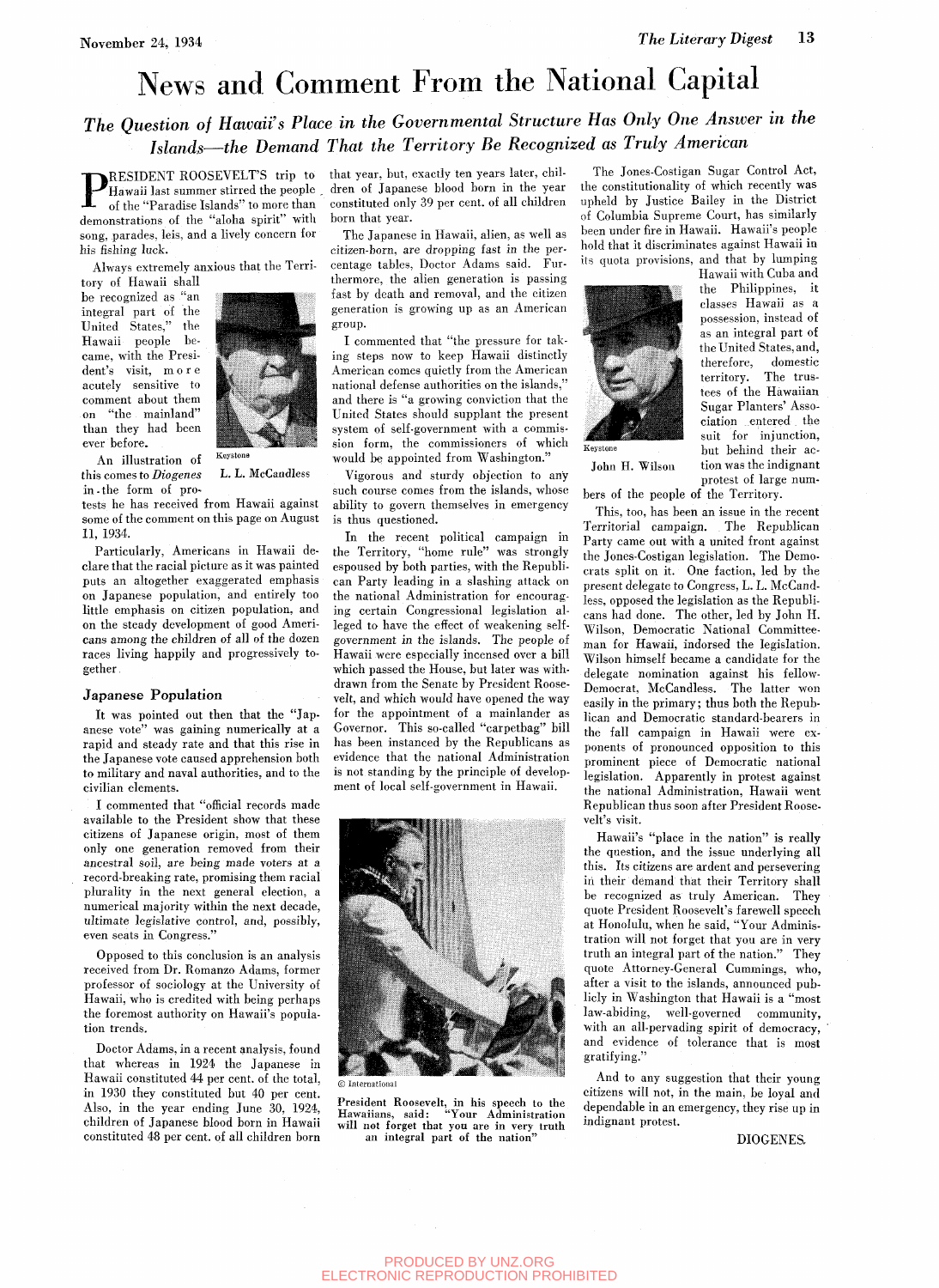# News and Comment From the National Capital

## *The Question of Hawaii's Place in the Governmental Structure Has Only One Answer in the Islands—the Demand That the Territory Be Recognized as Truly American*

PRESIDENT ROOSEVELT'S trip to Hawaii last summer stirred the people of the "Paradise Islands" to more than demonstrations of the "aloha spirit" with song, parades, leis, and a lively concern for his fishing luck.

Always extremely anxious that the Territory of Hawaii shall be recognized as "an integral part of the United States," the Hawaii people became, with the President's visit, more acutely sensitive to comment about them on "the mainland" than they had been ever before.

Keystone

L. L. McCandless

An illustration of this comes to *Diogenes* in the form of protests he has received from Hawaii against some of the comment on this page on August 11, 1934.

Particularly, Americans in Hawaii declare that the racial picture as it was painted puts an altogether exaggerated emphasis on Japanese population, and entirely too little emphasis on citizen population, and on the steady development of good Americans among the children of all of the dozen races living happily and progressively together.

### Japanese Population

It was pointed out then that the "Japanese vote" was gaining numerically at a rapid and steady rate and that this rise in the Japanese vote caused apprehension both to military and naval authorities, and to the civilian elements.

I commented that "official records made available to the President show that these citizens of Japanese origin, most of them only one generation removed from their ancestral soil, are being made voters at a record-breaking rate, promising them racial plurality in the next general election, a numerical majority within the next decade, ultimate legislative control, and, possibly, even seats in Congress."

Opposed to this conclusion is an analysis received from Dr. Romanzo Adams, former professor of sociology at the University of Hawaii, who is credited with being perhaps the foremost authority on Hawaii's population trends.

Doctor Adams, in a recent analysis, found that whereas in 1924 the Japanese in Hawaii constituted 44 per cent. of the total, in 1930 they constituted but 40 per cent. Also, in the year ending June 30, 1924, children of Japanese blood born in Hawaii constituted 48 per cent. of all children born that year, but, exactly ten years later, children of Japanese blood born in the year constituted only 39 per cent. of all children born that year.

The Japanese in Hawaii, alien, as well as citizen-born, are dropping fast in the percentage tables, Doctor Adams said. Furthermore, the alien generation is passing fast by death and removal, and the citizen generation is growing up as an American group.

I commented that "the pressure for taking steps now to keep Hawaii distinctly American comes quietly from the American national defense authorities on the islands," and there is "a growing conviction that the United States should supplant the present system of self-government with a commission form, the commissioners of which would be appointed from Washington."

Vigorous and sturdy objection to any such course comes from the islands, whose ability to govern themselves in emergency is thus questioned.

In the recent political campaign in the Territory, "home rule" was strongly espoused by both parties, with the Republican Party leading in a slashing attack on the national Administration for encouraging certain Congressional legislation alleged to have the effect of weakening self-government in the islands. The people of Hawaii were especially incensed over a bill which passed the House, but later was withdrawn from the Senate by President Roosevelt, and which would have opened the way for the appointment of a mainlander as Governor. This so-called "carpetbag" bill has been instanced by the Republicans as evidence that the national Administration is not standing by the principle of development of local self-government in Hawaii.

© International

President Roosevelt, in his speech to the Hawaiians, said: "Your Administration will not forget that you are in very truth an integral part of the nation"

The Jones-Costigan Sugar Control Act, the constitutionality of which recently was upheld by Justice Bailey in the District of Columbia Supreme Court, has similarly been under fire in Hawaii. Hawaii's people hold that it discriminates against Hawaii in its quota provisions, and that by lumping Hawaii with Cuba and the Philippines, it classes Hawaii as a possession, instead of as an integral part of the United States, and, therefore, domestic territory. The trustees of the Hawaiian Sugar Planters' Association entered the suit for injunction, but behind their action was the indignant protest of large numbers of the people of the Territory.

Keystone

John H. Wilson

This, too, has been an issue in the recent Territorial campaign. The Republican Party came out with a united front against the Jones-Costigan legislation. The Democrats split on it. One faction, led by the present delegate to Congress, L. L. McCandless, opposed the legislation as the Republicans had done. The other, led by John H. Wilson, Democratic National Committeeman for Hawaii, indorsed the legislation. Wilson himself became a candidate for the delegate nomination against his fellow-Democrat, McCandless. The latter won easily in the primary; thus both the Republican and Democratic standard-bearers in the fall campaign in Hawaii were exponents of pronounced opposition to this prominent piece of Democratic national legislation. Apparently in protest against the national Administration, Hawaii went Republican thus soon after President Roosevelt's visit.

Hawaii's "place in the nation" is really the question, and the issue underlying all this. Its citizens are ardent and persevering in their demand that their Territory shall be recognized as truly American. They quote President Roosevelt's farewell speech at Honolulu, when he said, "Your Administration will not forget that you are in very truth an integral part of the nation." They quote Attorney-General Cummings, who, after a visit to the islands, announced publicly in Washington that Hawaii is a "most law-abiding, well-governed community, with an all-pervading spirit of democracy, and evidence of tolerance that is most gratifying."

And to any suggestion that their young citizens will not, in the main, be loyal and dependable in an emergency, they rise up in indignant protest.

DIOGENES.